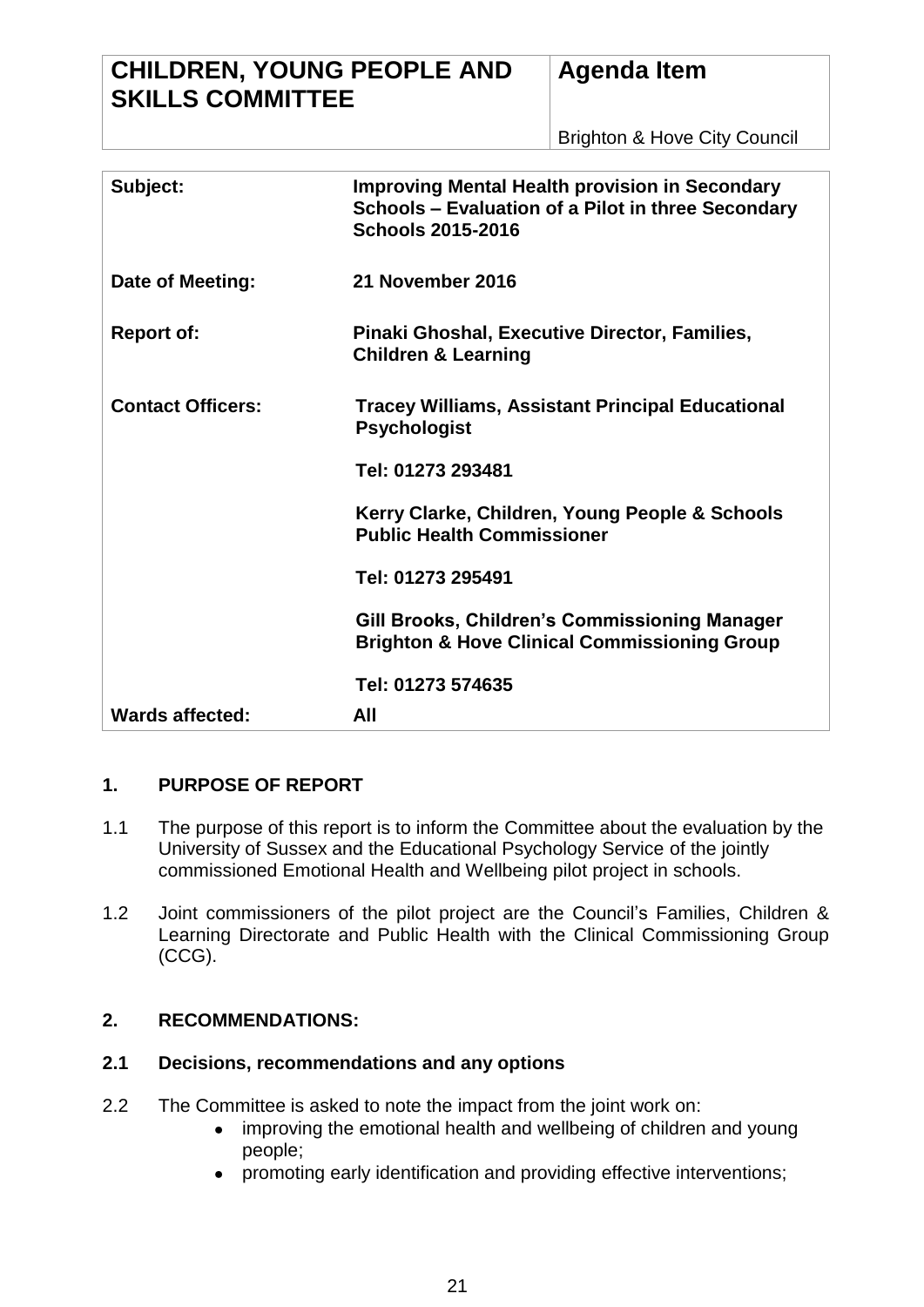| CHILDREN, YOUNG PEOPLE AND SKILLS COMMITTEE | Agenda Item |
| --- | --- |
| | Brighton & Hove City Council |

| | |
| --- | --- |
| **Subject:** | **Improving Mental Health provision in Secondary Schools – Evaluation of a Pilot in three Secondary Schools 2015-2016** |
| **Date of Meeting:** | **21 November 2016** |
| **Report of:** | **Pinaki Ghoshal, Executive Director, Families, Children & Learning** |
| **Contact Officers:** | **Tracey Williams, Assistant Principal Educational Psychologist** |
| | **Tel: 01273 293481** |
| | **Kerry Clarke, Children, Young People & Schools Public Health Commissioner** |
| | **Tel: 01273 295491** |
| | **Gill Brooks, Children's Commissioning Manager Brighton & Hove Clinical Commissioning Group** |
| | **Tel: 01273 574635** |
| **Wards affected:** | **All** |

## 1. PURPOSE OF REPORT

1.1 The purpose of this report is to inform the Committee about the evaluation by the University of Sussex and the Educational Psychology Service of the jointly commissioned Emotional Health and Wellbeing pilot project in schools.

1.2 Joint commissioners of the pilot project are the Council's Families, Children & Learning Directorate and Public Health with the Clinical Commissioning Group (CCG).

## 2. RECOMMENDATIONS:

### 2.1 Decisions, recommendations and any options

2.2 The Committee is asked to note the impact from the joint work on:

- improving the emotional health and wellbeing of children and young people;
- promoting early identification and providing effective interventions;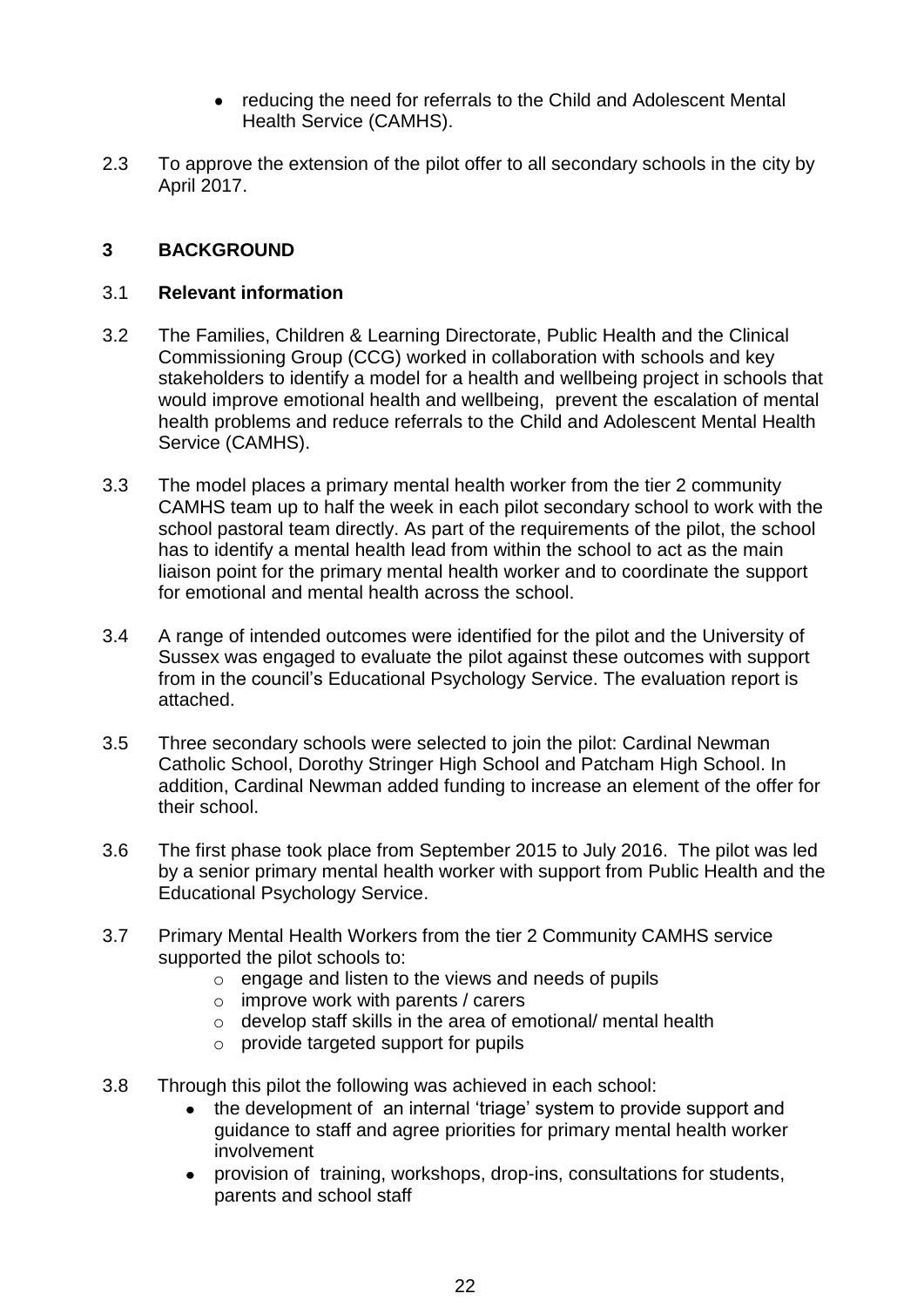- reducing the need for referrals to the Child and Adolescent Mental Health Service (CAMHS).

2.3 To approve the extension of the pilot offer to all secondary schools in the city by April 2017.

## 3 BACKGROUND

3.1 **Relevant information**

3.2 The Families, Children & Learning Directorate, Public Health and the Clinical Commissioning Group (CCG) worked in collaboration with schools and key stakeholders to identify a model for a health and wellbeing project in schools that would improve emotional health and wellbeing, prevent the escalation of mental health problems and reduce referrals to the Child and Adolescent Mental Health Service (CAMHS).

3.3 The model places a primary mental health worker from the tier 2 community CAMHS team up to half the week in each pilot secondary school to work with the school pastoral team directly. As part of the requirements of the pilot, the school has to identify a mental health lead from within the school to act as the main liaison point for the primary mental health worker and to coordinate the support for emotional and mental health across the school.

3.4 A range of intended outcomes were identified for the pilot and the University of Sussex was engaged to evaluate the pilot against these outcomes with support from in the council's Educational Psychology Service. The evaluation report is attached.

3.5 Three secondary schools were selected to join the pilot: Cardinal Newman Catholic School, Dorothy Stringer High School and Patcham High School. In addition, Cardinal Newman added funding to increase an element of the offer for their school.

3.6 The first phase took place from September 2015 to July 2016. The pilot was led by a senior primary mental health worker with support from Public Health and the Educational Psychology Service.

3.7 Primary Mental Health Workers from the tier 2 Community CAMHS service supported the pilot schools to:
   - engage and listen to the views and needs of pupils
   - improve work with parents / carers
   - develop staff skills in the area of emotional/ mental health
   - provide targeted support for pupils

3.8 Through this pilot the following was achieved in each school:
   - the development of an internal 'triage' system to provide support and guidance to staff and agree priorities for primary mental health worker involvement
   - provision of training, workshops, drop-ins, consultations for students, parents and school staff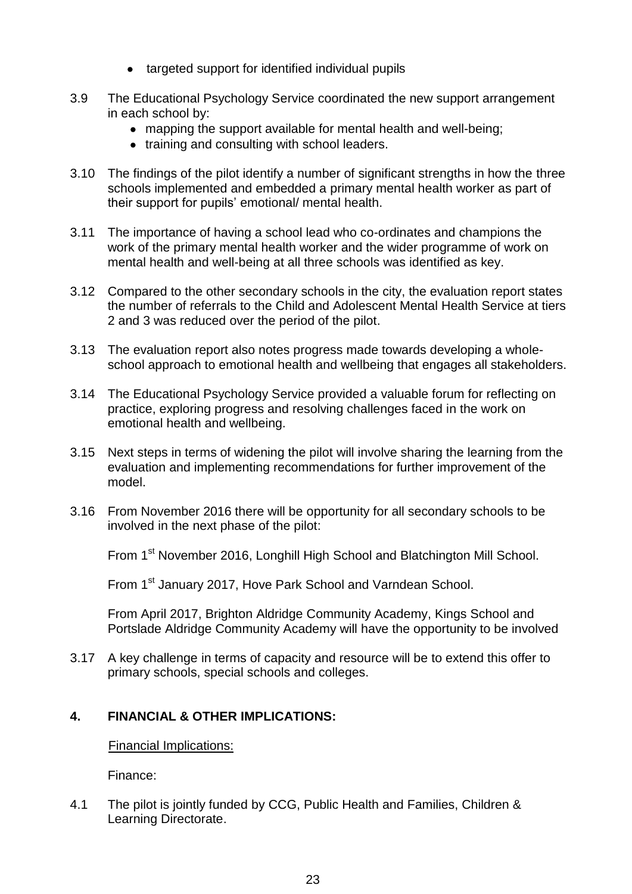- targeted support for identified individual pupils

3.9 The Educational Psychology Service coordinated the new support arrangement in each school by:
   - mapping the support available for mental health and well-being;
   - training and consulting with school leaders.

3.10 The findings of the pilot identify a number of significant strengths in how the three schools implemented and embedded a primary mental health worker as part of their support for pupils' emotional/ mental health.

3.11 The importance of having a school lead who co-ordinates and champions the work of the primary mental health worker and the wider programme of work on mental health and well-being at all three schools was identified as key.

3.12 Compared to the other secondary schools in the city, the evaluation report states the number of referrals to the Child and Adolescent Mental Health Service at tiers 2 and 3 was reduced over the period of the pilot.

3.13 The evaluation report also notes progress made towards developing a whole-school approach to emotional health and wellbeing that engages all stakeholders.

3.14 The Educational Psychology Service provided a valuable forum for reflecting on practice, exploring progress and resolving challenges faced in the work on emotional health and wellbeing.

3.15 Next steps in terms of widening the pilot will involve sharing the learning from the evaluation and implementing recommendations for further improvement of the model.

3.16 From November 2016 there will be opportunity for all secondary schools to be involved in the next phase of the pilot:

From 1st November 2016, Longhill High School and Blatchington Mill School.

From 1st January 2017, Hove Park School and Varndean School.

From April 2017, Brighton Aldridge Community Academy, Kings School and Portslade Aldridge Community Academy will have the opportunity to be involved

3.17 A key challenge in terms of capacity and resource will be to extend this offer to primary schools, special schools and colleges.

## 4. FINANCIAL & OTHER IMPLICATIONS:

Financial Implications:

Finance:

4.1 The pilot is jointly funded by CCG, Public Health and Families, Children & Learning Directorate.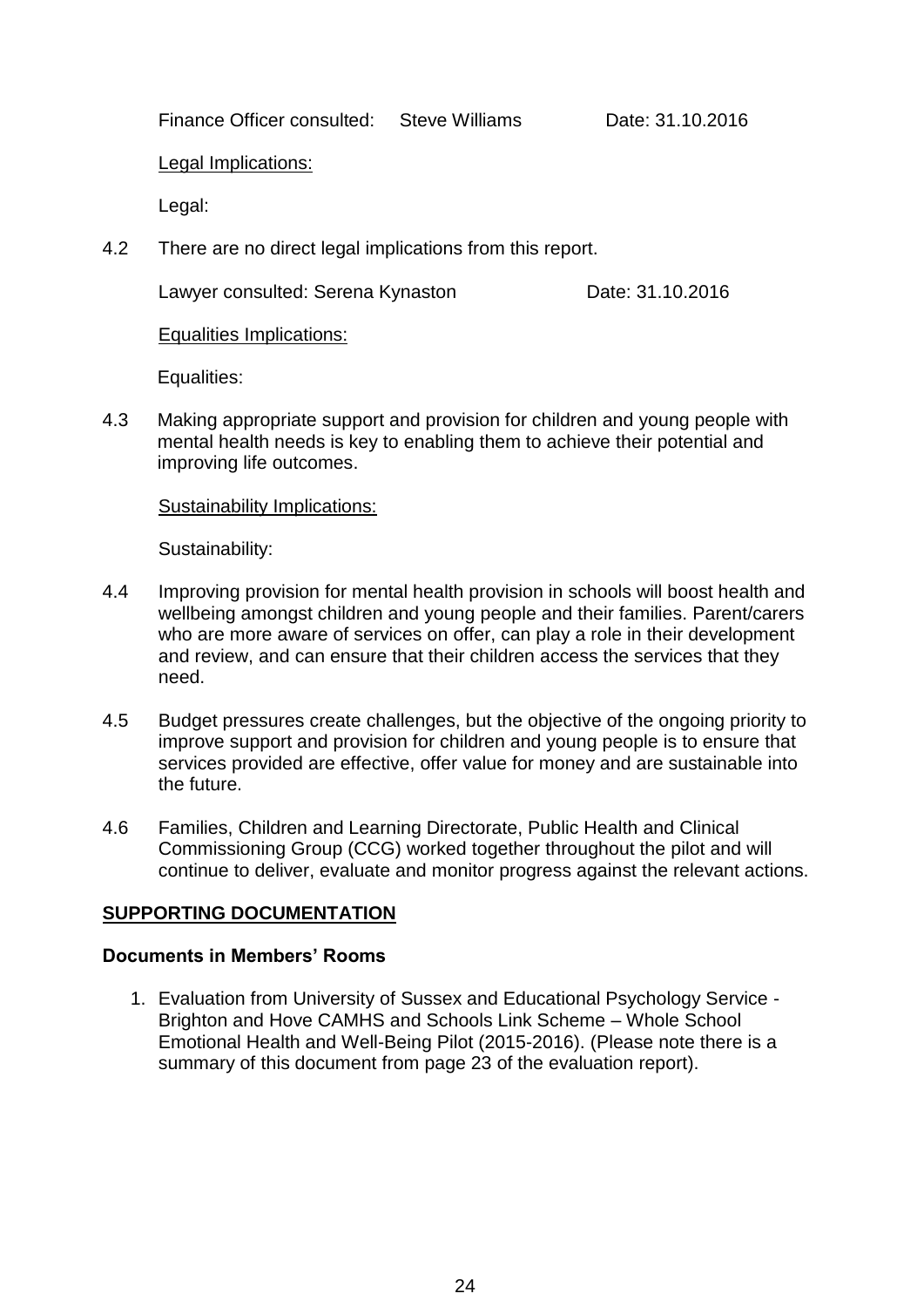Finance Officer consulted: Steve Williams Date: 31.10.2016

Legal Implications:

Legal:

4.2 There are no direct legal implications from this report.

Lawyer consulted: Serena Kynaston Date: 31.10.2016

Equalities Implications:

Equalities:

4.3 Making appropriate support and provision for children and young people with mental health needs is key to enabling them to achieve their potential and improving life outcomes.

Sustainability Implications:

Sustainability:

4.4 Improving provision for mental health provision in schools will boost health and wellbeing amongst children and young people and their families. Parent/carers who are more aware of services on offer, can play a role in their development and review, and can ensure that their children access the services that they need.

4.5 Budget pressures create challenges, but the objective of the ongoing priority to improve support and provision for children and young people is to ensure that services provided are effective, offer value for money and are sustainable into the future.

4.6 Families, Children and Learning Directorate, Public Health and Clinical Commissioning Group (CCG) worked together throughout the pilot and will continue to deliver, evaluate and monitor progress against the relevant actions.

## SUPPORTING DOCUMENTATION

### Documents in Members' Rooms

1. Evaluation from University of Sussex and Educational Psychology Service - Brighton and Hove CAMHS and Schools Link Scheme – Whole School Emotional Health and Well-Being Pilot (2015-2016). (Please note there is a summary of this document from page 23 of the evaluation report).